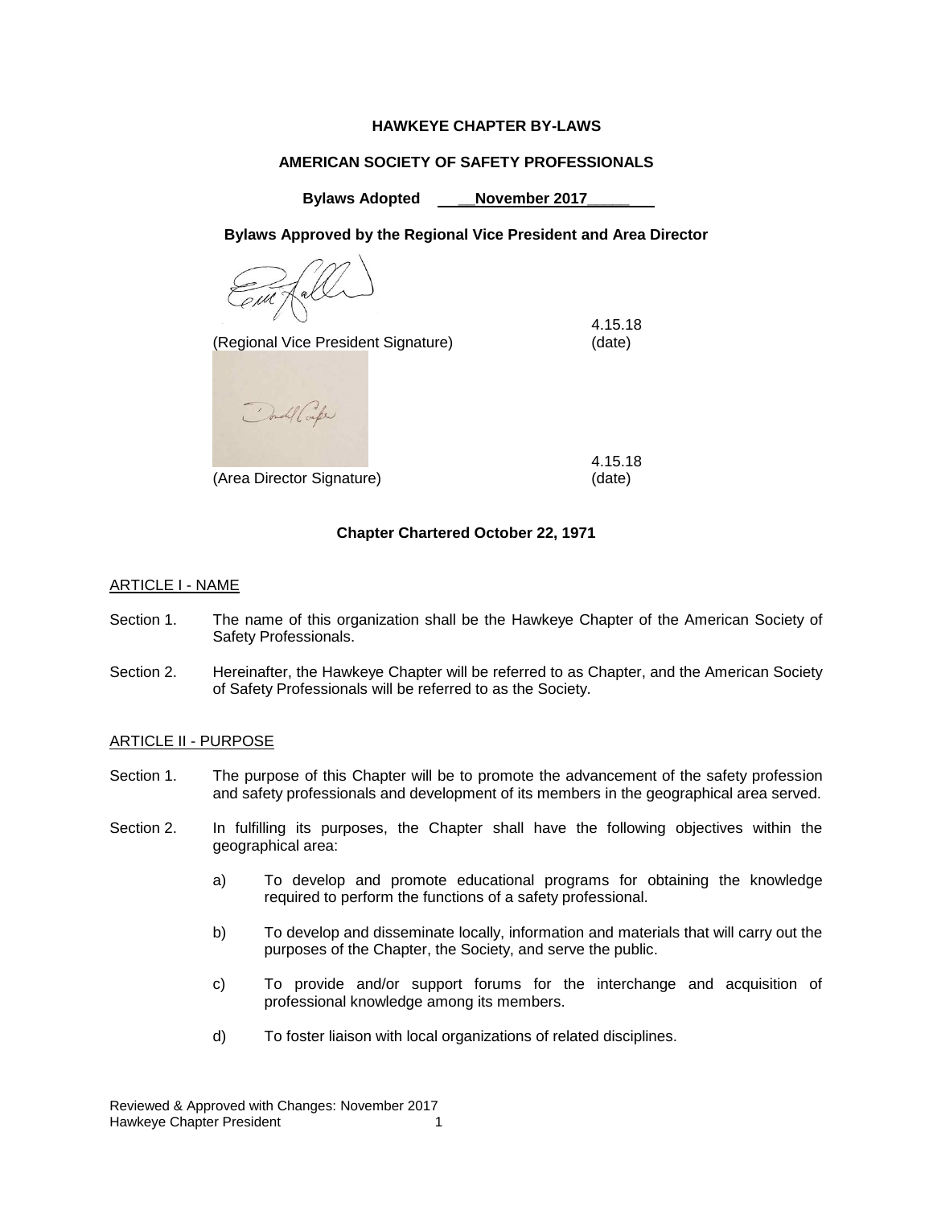**HAWKEYE CHAPTER BY-LAWS**

**AMERICAN SOCIETY OF SAFETY PROFESSIONALS**

**Bylaws Adopted \_\_November 2017\_\_\_\_\_**

**Bylaws Approved by the Regional Vice President and Area Director**

(Regional Vice President Signature) 4.15.18 (date)

(Area Director Signature) 4.15.18 (date)

**Chapter Chartered October 22, 1971**

ARTICLE I - NAME

Section 1. The name of this organization shall be the Hawkeye Chapter of the American Society of Safety Professionals.

Section 2. Hereinafter, the Hawkeye Chapter will be referred to as Chapter, and the American Society of Safety Professionals will be referred to as the Society.

ARTICLE II - PURPOSE

Section 1. The purpose of this Chapter will be to promote the advancement of the safety profession and safety professionals and development of its members in the geographical area served.

Section 2. In fulfilling its purposes, the Chapter shall have the following objectives within the geographical area:

a) To develop and promote educational programs for obtaining the knowledge required to perform the functions of a safety professional.

b) To develop and disseminate locally, information and materials that will carry out the purposes of the Chapter, the Society, and serve the public.

c) To provide and/or support forums for the interchange and acquisition of professional knowledge among its members.

d) To foster liaison with local organizations of related disciplines.

Reviewed & Approved with Changes: November 2017
Hawkeye Chapter President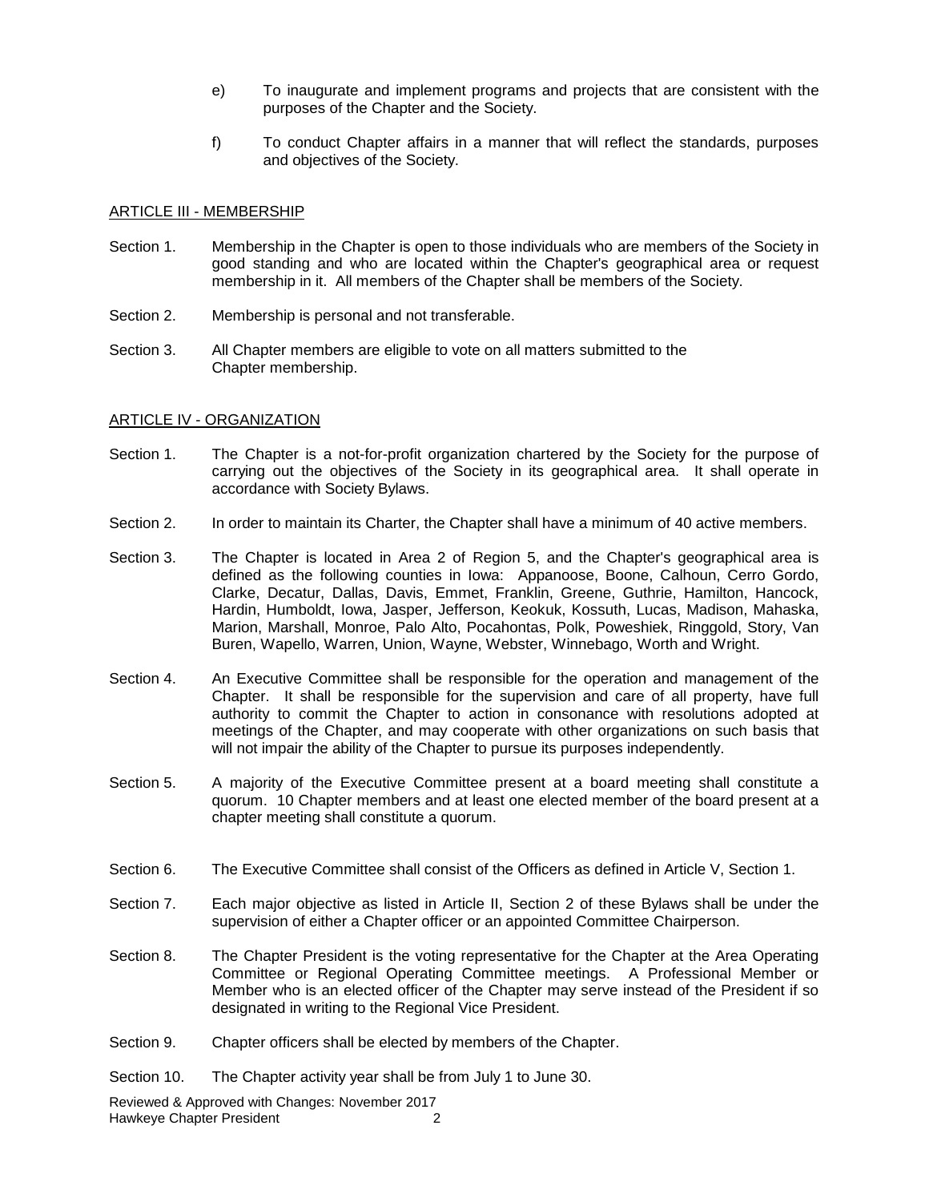e) To inaugurate and implement programs and projects that are consistent with the purposes of the Chapter and the Society.

f) To conduct Chapter affairs in a manner that will reflect the standards, purposes and objectives of the Society.

## ARTICLE III - MEMBERSHIP

Section 1. Membership in the Chapter is open to those individuals who are members of the Society in good standing and who are located within the Chapter's geographical area or request membership in it. All members of the Chapter shall be members of the Society.

Section 2. Membership is personal and not transferable.

Section 3. All Chapter members are eligible to vote on all matters submitted to the Chapter membership.

## ARTICLE IV - ORGANIZATION

Section 1. The Chapter is a not-for-profit organization chartered by the Society for the purpose of carrying out the objectives of the Society in its geographical area. It shall operate in accordance with Society Bylaws.

Section 2. In order to maintain its Charter, the Chapter shall have a minimum of 40 active members.

Section 3. The Chapter is located in Area 2 of Region 5, and the Chapter's geographical area is defined as the following counties in Iowa: Appanoose, Boone, Calhoun, Cerro Gordo, Clarke, Decatur, Dallas, Davis, Emmet, Franklin, Greene, Guthrie, Hamilton, Hancock, Hardin, Humboldt, Iowa, Jasper, Jefferson, Keokuk, Kossuth, Lucas, Madison, Mahaska, Marion, Marshall, Monroe, Palo Alto, Pocahontas, Polk, Poweshiek, Ringgold, Story, Van Buren, Wapello, Warren, Union, Wayne, Webster, Winnebago, Worth and Wright.

Section 4. An Executive Committee shall be responsible for the operation and management of the Chapter. It shall be responsible for the supervision and care of all property, have full authority to commit the Chapter to action in consonance with resolutions adopted at meetings of the Chapter, and may cooperate with other organizations on such basis that will not impair the ability of the Chapter to pursue its purposes independently.

Section 5. A majority of the Executive Committee present at a board meeting shall constitute a quorum. 10 Chapter members and at least one elected member of the board present at a chapter meeting shall constitute a quorum.

Section 6. The Executive Committee shall consist of the Officers as defined in Article V, Section 1.

Section 7. Each major objective as listed in Article II, Section 2 of these Bylaws shall be under the supervision of either a Chapter officer or an appointed Committee Chairperson.

Section 8. The Chapter President is the voting representative for the Chapter at the Area Operating Committee or Regional Operating Committee meetings. A Professional Member or Member who is an elected officer of the Chapter may serve instead of the President if so designated in writing to the Regional Vice President.

Section 9. Chapter officers shall be elected by members of the Chapter.

Section 10. The Chapter activity year shall be from July 1 to June 30.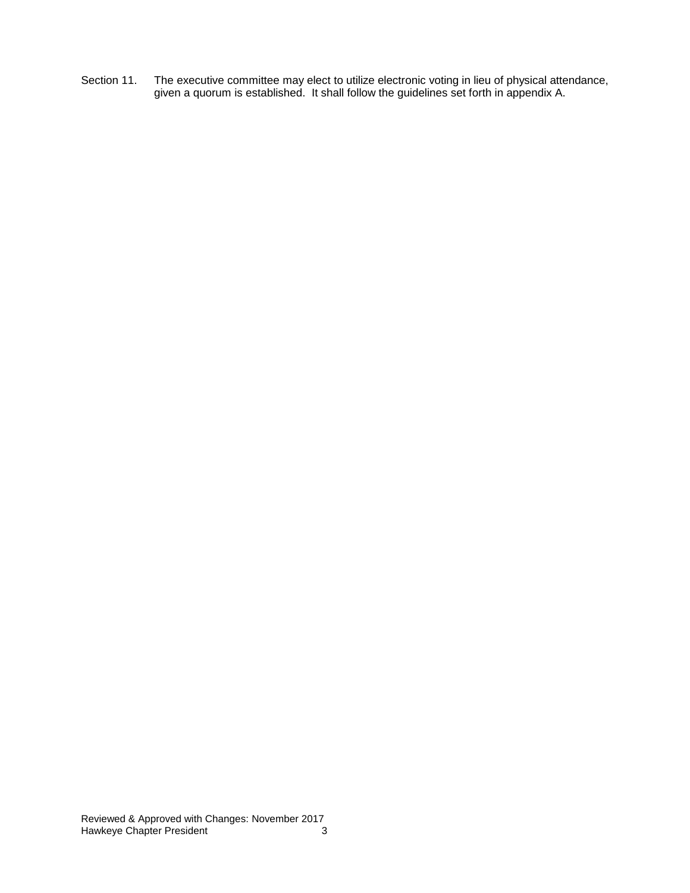Section 11. The executive committee may elect to utilize electronic voting in lieu of physical attendance, given a quorum is established. It shall follow the guidelines set forth in appendix A.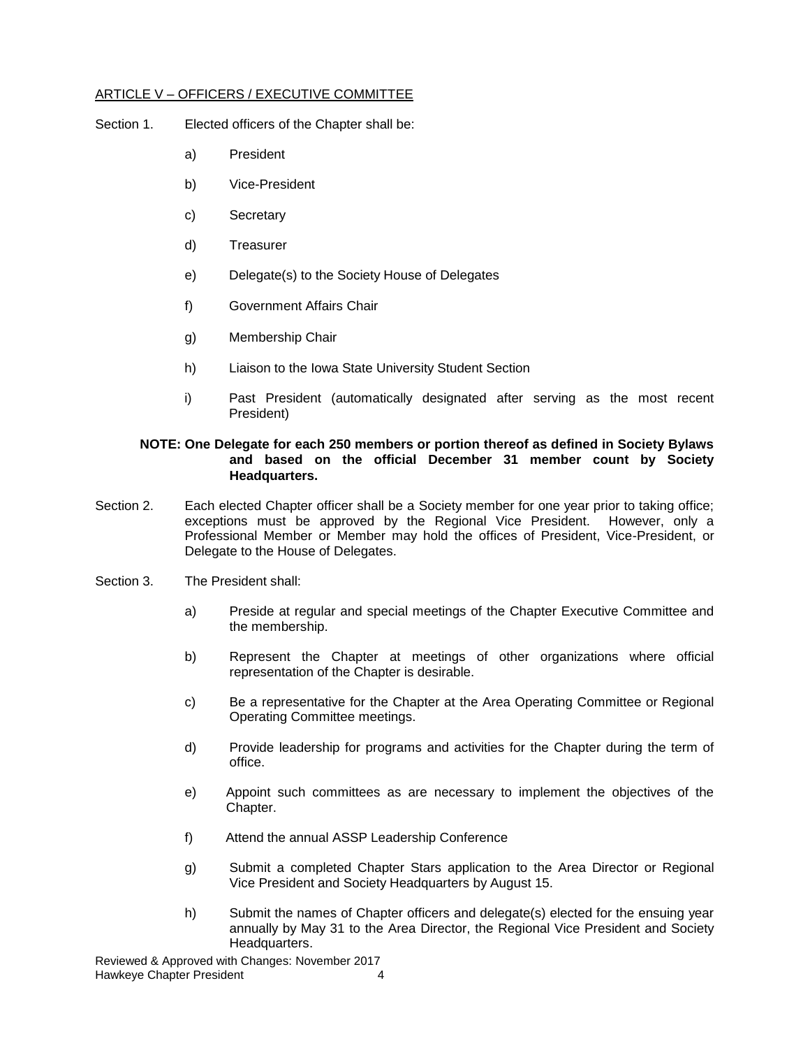## ARTICLE V – OFFICERS / EXECUTIVE COMMITTEE

Section 1. Elected officers of the Chapter shall be:

a) President

b) Vice-President

c) Secretary

d) Treasurer

e) Delegate(s) to the Society House of Delegates

f) Government Affairs Chair

g) Membership Chair

h) Liaison to the Iowa State University Student Section

i) Past President (automatically designated after serving as the most recent President)

**NOTE: One Delegate for each 250 members or portion thereof as defined in Society Bylaws and based on the official December 31 member count by Society Headquarters.**

Section 2. Each elected Chapter officer shall be a Society member for one year prior to taking office; exceptions must be approved by the Regional Vice President. However, only a Professional Member or Member may hold the offices of President, Vice-President, or Delegate to the House of Delegates.

Section 3. The President shall:

a) Preside at regular and special meetings of the Chapter Executive Committee and the membership.

b) Represent the Chapter at meetings of other organizations where official representation of the Chapter is desirable.

c) Be a representative for the Chapter at the Area Operating Committee or Regional Operating Committee meetings.

d) Provide leadership for programs and activities for the Chapter during the term of office.

e) Appoint such committees as are necessary to implement the objectives of the Chapter.

f) Attend the annual ASSP Leadership Conference

g) Submit a completed Chapter Stars application to the Area Director or Regional Vice President and Society Headquarters by August 15.

h) Submit the names of Chapter officers and delegate(s) elected for the ensuing year annually by May 31 to the Area Director, the Regional Vice President and Society Headquarters.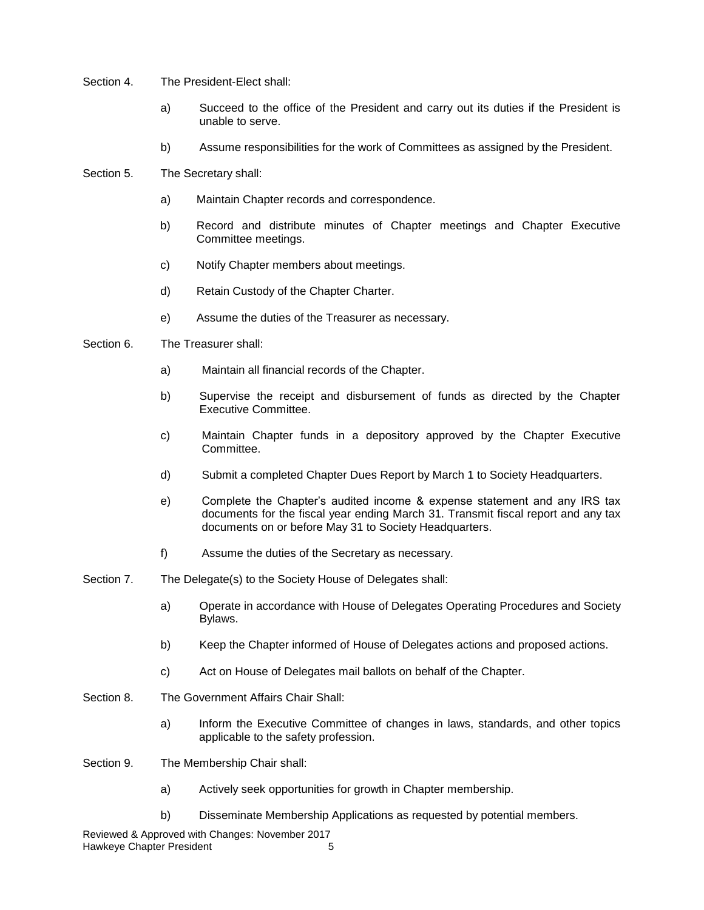Section 4. The President-Elect shall:

a) Succeed to the office of the President and carry out its duties if the President is unable to serve.

b) Assume responsibilities for the work of Committees as assigned by the President.

Section 5. The Secretary shall:

a) Maintain Chapter records and correspondence.

b) Record and distribute minutes of Chapter meetings and Chapter Executive Committee meetings.

c) Notify Chapter members about meetings.

d) Retain Custody of the Chapter Charter.

e) Assume the duties of the Treasurer as necessary.

Section 6. The Treasurer shall:

a) Maintain all financial records of the Chapter.

b) Supervise the receipt and disbursement of funds as directed by the Chapter Executive Committee.

c) Maintain Chapter funds in a depository approved by the Chapter Executive Committee.

d) Submit a completed Chapter Dues Report by March 1 to Society Headquarters.

e) Complete the Chapter's audited income & expense statement and any IRS tax documents for the fiscal year ending March 31. Transmit fiscal report and any tax documents on or before May 31 to Society Headquarters.

f) Assume the duties of the Secretary as necessary.

Section 7. The Delegate(s) to the Society House of Delegates shall:

a) Operate in accordance with House of Delegates Operating Procedures and Society Bylaws.

b) Keep the Chapter informed of House of Delegates actions and proposed actions.

c) Act on House of Delegates mail ballots on behalf of the Chapter.

Section 8. The Government Affairs Chair Shall:

a) Inform the Executive Committee of changes in laws, standards, and other topics applicable to the safety profession.

Section 9. The Membership Chair shall:

a) Actively seek opportunities for growth in Chapter membership.

b) Disseminate Membership Applications as requested by potential members.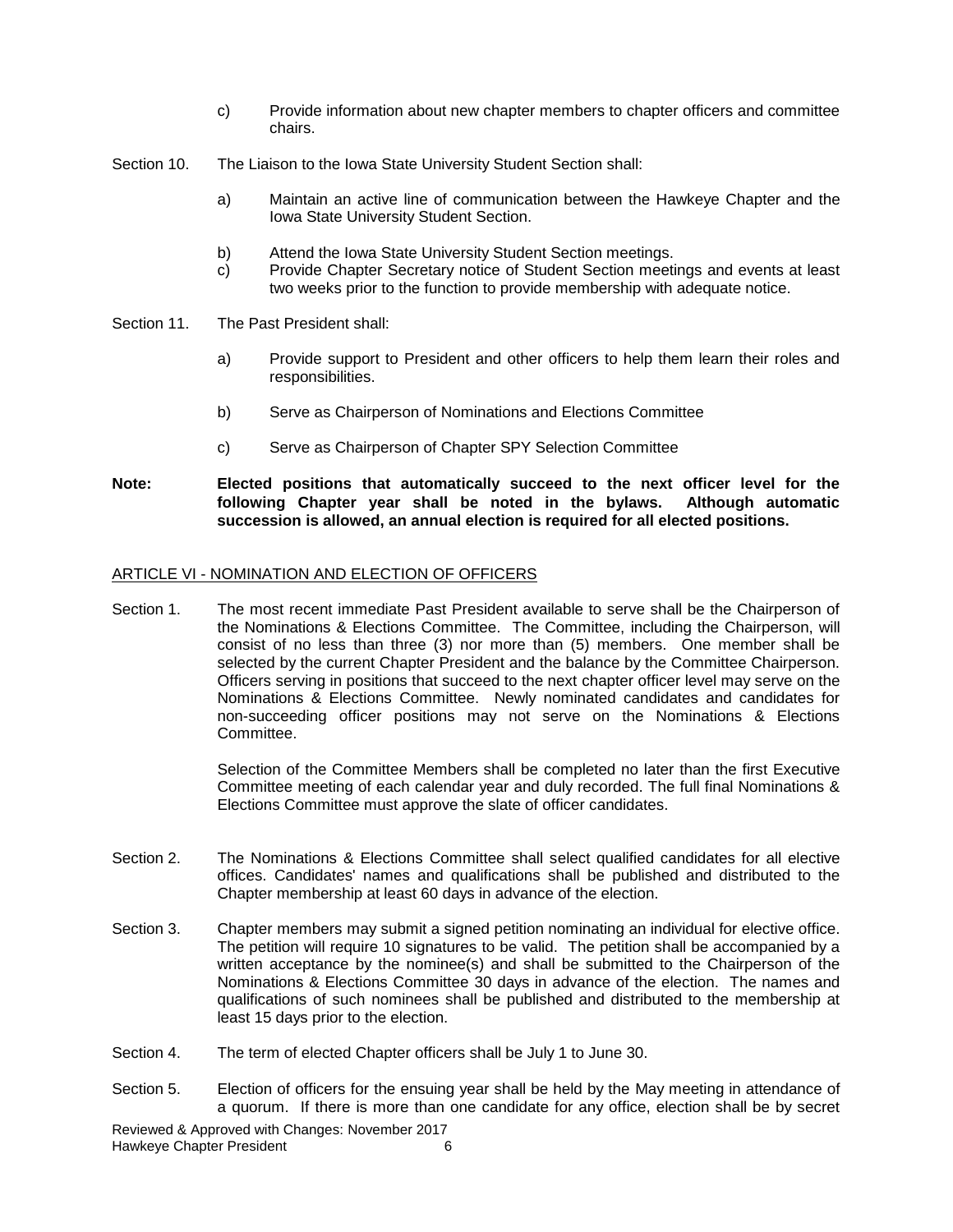c) Provide information about new chapter members to chapter officers and committee chairs.

Section 10. The Liaison to the Iowa State University Student Section shall:

a) Maintain an active line of communication between the Hawkeye Chapter and the Iowa State University Student Section.

b) Attend the Iowa State University Student Section meetings.

c) Provide Chapter Secretary notice of Student Section meetings and events at least two weeks prior to the function to provide membership with adequate notice.

Section 11. The Past President shall:

a) Provide support to President and other officers to help them learn their roles and responsibilities.

b) Serve as Chairperson of Nominations and Elections Committee

c) Serve as Chairperson of Chapter SPY Selection Committee

**Note: Elected positions that automatically succeed to the next officer level for the following Chapter year shall be noted in the bylaws. Although automatic succession is allowed, an annual election is required for all elected positions.**

## ARTICLE VI - NOMINATION AND ELECTION OF OFFICERS

Section 1. The most recent immediate Past President available to serve shall be the Chairperson of the Nominations & Elections Committee. The Committee, including the Chairperson, will consist of no less than three (3) nor more than (5) members. One member shall be selected by the current Chapter President and the balance by the Committee Chairperson. Officers serving in positions that succeed to the next chapter officer level may serve on the Nominations & Elections Committee. Newly nominated candidates and candidates for non-succeeding officer positions may not serve on the Nominations & Elections Committee.

Selection of the Committee Members shall be completed no later than the first Executive Committee meeting of each calendar year and duly recorded. The full final Nominations & Elections Committee must approve the slate of officer candidates.

Section 2. The Nominations & Elections Committee shall select qualified candidates for all elective offices. Candidates' names and qualifications shall be published and distributed to the Chapter membership at least 60 days in advance of the election.

Section 3. Chapter members may submit a signed petition nominating an individual for elective office. The petition will require 10 signatures to be valid. The petition shall be accompanied by a written acceptance by the nominee(s) and shall be submitted to the Chairperson of the Nominations & Elections Committee 30 days in advance of the election. The names and qualifications of such nominees shall be published and distributed to the membership at least 15 days prior to the election.

Section 4. The term of elected Chapter officers shall be July 1 to June 30.

Section 5. Election of officers for the ensuing year shall be held by the May meeting in attendance of a quorum. If there is more than one candidate for any office, election shall be by secret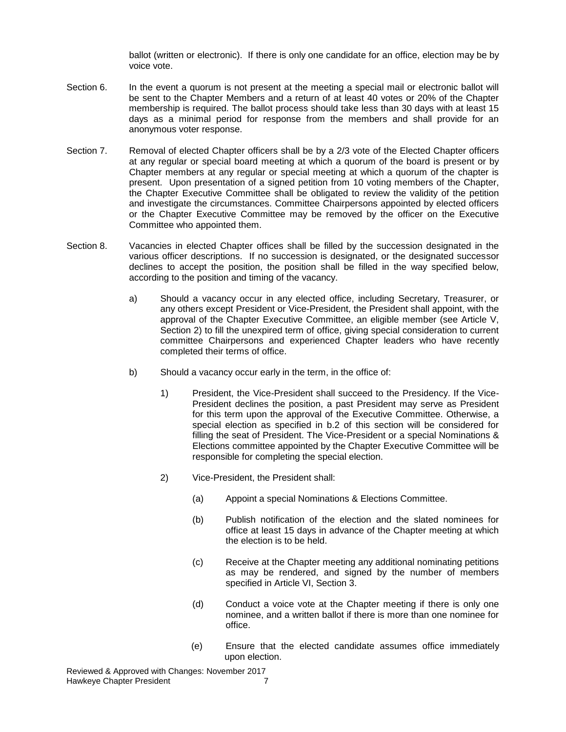ballot (written or electronic). If there is only one candidate for an office, election may be by voice vote.

Section 6. In the event a quorum is not present at the meeting a special mail or electronic ballot will be sent to the Chapter Members and a return of at least 40 votes or 20% of the Chapter membership is required. The ballot process should take less than 30 days with at least 15 days as a minimal period for response from the members and shall provide for an anonymous voter response.

Section 7. Removal of elected Chapter officers shall be by a 2/3 vote of the Elected Chapter officers at any regular or special board meeting at which a quorum of the board is present or by Chapter members at any regular or special meeting at which a quorum of the chapter is present. Upon presentation of a signed petition from 10 voting members of the Chapter, the Chapter Executive Committee shall be obligated to review the validity of the petition and investigate the circumstances. Committee Chairpersons appointed by elected officers or the Chapter Executive Committee may be removed by the officer on the Executive Committee who appointed them.

Section 8. Vacancies in elected Chapter offices shall be filled by the succession designated in the various officer descriptions. If no succession is designated, or the designated successor declines to accept the position, the position shall be filled in the way specified below, according to the position and timing of the vacancy.

a) Should a vacancy occur in any elected office, including Secretary, Treasurer, or any others except President or Vice-President, the President shall appoint, with the approval of the Chapter Executive Committee, an eligible member (see Article V, Section 2) to fill the unexpired term of office, giving special consideration to current committee Chairpersons and experienced Chapter leaders who have recently completed their terms of office.

b) Should a vacancy occur early in the term, in the office of:

1) President, the Vice-President shall succeed to the Presidency. If the Vice-President declines the position, a past President may serve as President for this term upon the approval of the Executive Committee. Otherwise, a special election as specified in b.2 of this section will be considered for filling the seat of President. The Vice-President or a special Nominations & Elections committee appointed by the Chapter Executive Committee will be responsible for completing the special election.

2) Vice-President, the President shall:

(a) Appoint a special Nominations & Elections Committee.

(b) Publish notification of the election and the slated nominees for office at least 15 days in advance of the Chapter meeting at which the election is to be held.

(c) Receive at the Chapter meeting any additional nominating petitions as may be rendered, and signed by the number of members specified in Article VI, Section 3.

(d) Conduct a voice vote at the Chapter meeting if there is only one nominee, and a written ballot if there is more than one nominee for office.

(e) Ensure that the elected candidate assumes office immediately upon election.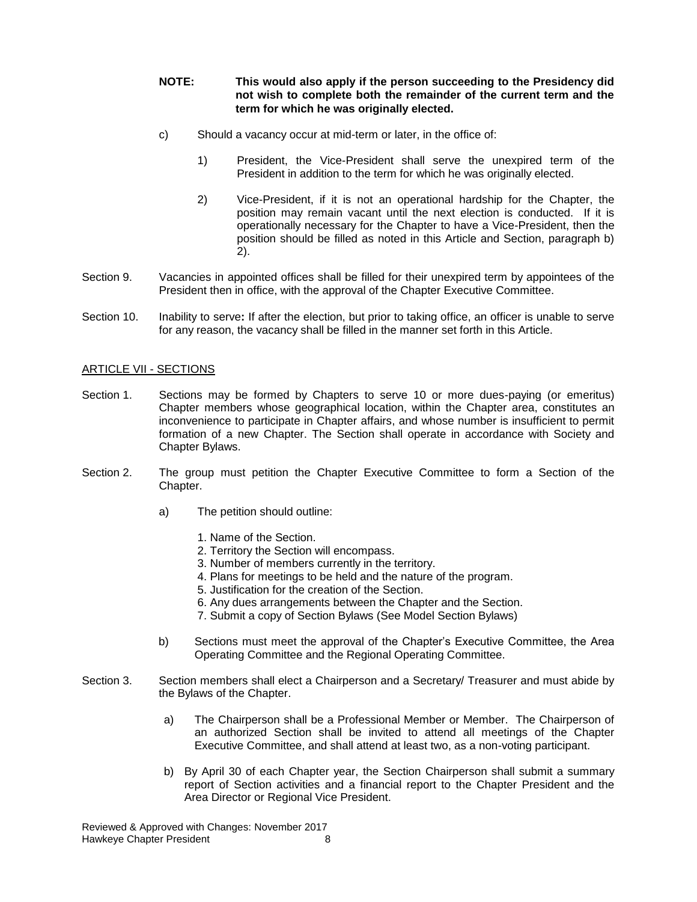**NOTE: This would also apply if the person succeeding to the Presidency did not wish to complete both the remainder of the current term and the term for which he was originally elected.**

c) Should a vacancy occur at mid-term or later, in the office of:

1) President, the Vice-President shall serve the unexpired term of the President in addition to the term for which he was originally elected.

2) Vice-President, if it is not an operational hardship for the Chapter, the position may remain vacant until the next election is conducted. If it is operationally necessary for the Chapter to have a Vice-President, then the position should be filled as noted in this Article and Section, paragraph b) 2).

Section 9. Vacancies in appointed offices shall be filled for their unexpired term by appointees of the President then in office, with the approval of the Chapter Executive Committee.

Section 10. Inability to serve**:** If after the election, but prior to taking office, an officer is unable to serve for any reason, the vacancy shall be filled in the manner set forth in this Article.

## ARTICLE VII - SECTIONS

Section 1. Sections may be formed by Chapters to serve 10 or more dues-paying (or emeritus) Chapter members whose geographical location, within the Chapter area, constitutes an inconvenience to participate in Chapter affairs, and whose number is insufficient to permit formation of a new Chapter. The Section shall operate in accordance with Society and Chapter Bylaws.

Section 2. The group must petition the Chapter Executive Committee to form a Section of the Chapter.

a) The petition should outline:

1. Name of the Section.
2. Territory the Section will encompass.
3. Number of members currently in the territory.
4. Plans for meetings to be held and the nature of the program.
5. Justification for the creation of the Section.
6. Any dues arrangements between the Chapter and the Section.
7. Submit a copy of Section Bylaws (See Model Section Bylaws)

b) Sections must meet the approval of the Chapter's Executive Committee, the Area Operating Committee and the Regional Operating Committee.

Section 3. Section members shall elect a Chairperson and a Secretary/ Treasurer and must abide by the Bylaws of the Chapter.

a) The Chairperson shall be a Professional Member or Member. The Chairperson of an authorized Section shall be invited to attend all meetings of the Chapter Executive Committee, and shall attend at least two, as a non-voting participant.

b) By April 30 of each Chapter year, the Section Chairperson shall submit a summary report of Section activities and a financial report to the Chapter President and the Area Director or Regional Vice President.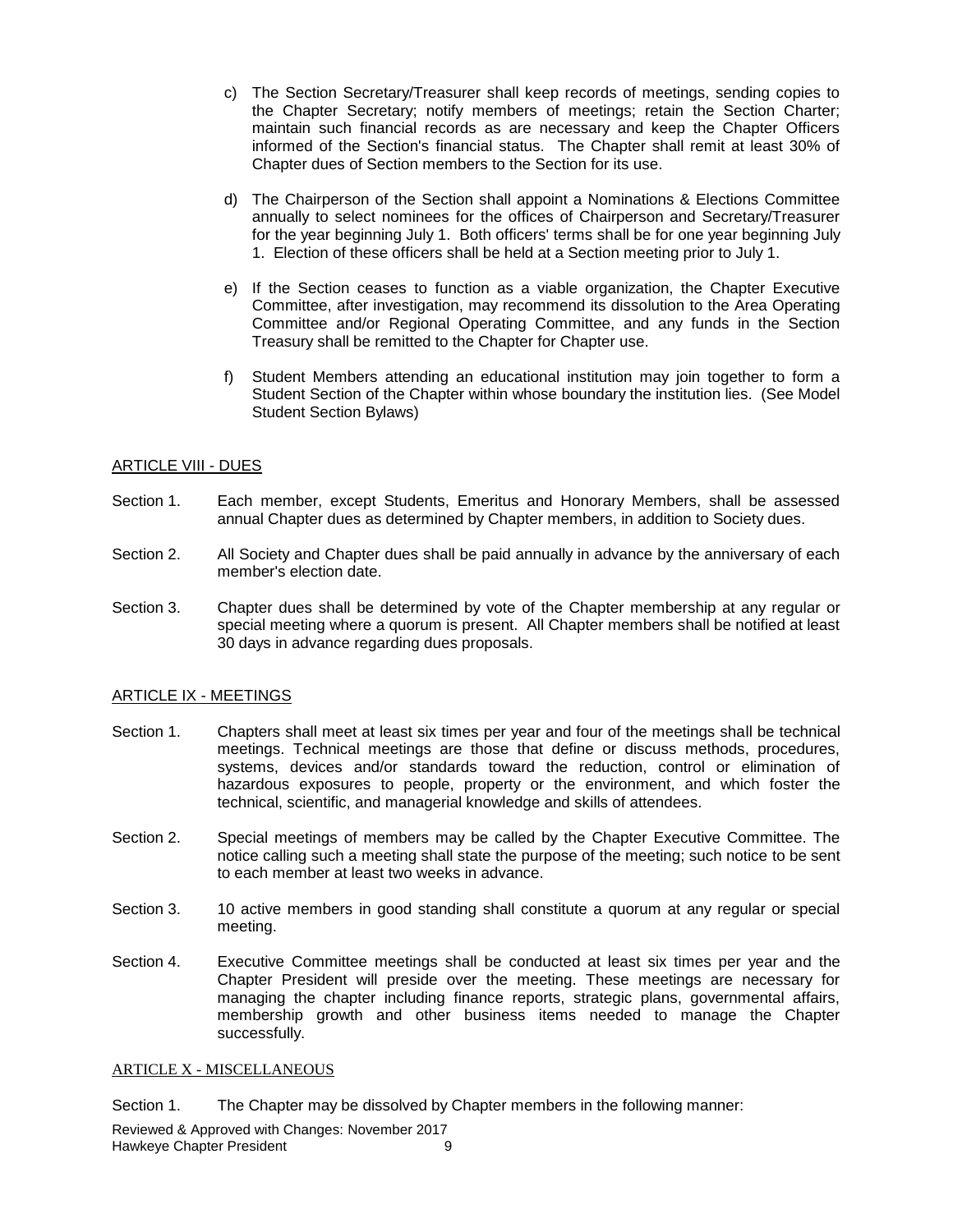c) The Section Secretary/Treasurer shall keep records of meetings, sending copies to the Chapter Secretary; notify members of meetings; retain the Section Charter; maintain such financial records as are necessary and keep the Chapter Officers informed of the Section's financial status. The Chapter shall remit at least 30% of Chapter dues of Section members to the Section for its use.

d) The Chairperson of the Section shall appoint a Nominations & Elections Committee annually to select nominees for the offices of Chairperson and Secretary/Treasurer for the year beginning July 1. Both officers' terms shall be for one year beginning July 1. Election of these officers shall be held at a Section meeting prior to July 1.

e) If the Section ceases to function as a viable organization, the Chapter Executive Committee, after investigation, may recommend its dissolution to the Area Operating Committee and/or Regional Operating Committee, and any funds in the Section Treasury shall be remitted to the Chapter for Chapter use.

f) Student Members attending an educational institution may join together to form a Student Section of the Chapter within whose boundary the institution lies. (See Model Student Section Bylaws)

## ARTICLE VIII - DUES

Section 1. Each member, except Students, Emeritus and Honorary Members, shall be assessed annual Chapter dues as determined by Chapter members, in addition to Society dues.

Section 2. All Society and Chapter dues shall be paid annually in advance by the anniversary of each member's election date.

Section 3. Chapter dues shall be determined by vote of the Chapter membership at any regular or special meeting where a quorum is present. All Chapter members shall be notified at least 30 days in advance regarding dues proposals.

## ARTICLE IX - MEETINGS

Section 1. Chapters shall meet at least six times per year and four of the meetings shall be technical meetings. Technical meetings are those that define or discuss methods, procedures, systems, devices and/or standards toward the reduction, control or elimination of hazardous exposures to people, property or the environment, and which foster the technical, scientific, and managerial knowledge and skills of attendees.

Section 2. Special meetings of members may be called by the Chapter Executive Committee. The notice calling such a meeting shall state the purpose of the meeting; such notice to be sent to each member at least two weeks in advance.

Section 3. 10 active members in good standing shall constitute a quorum at any regular or special meeting.

Section 4. Executive Committee meetings shall be conducted at least six times per year and the Chapter President will preside over the meeting. These meetings are necessary for managing the chapter including finance reports, strategic plans, governmental affairs, membership growth and other business items needed to manage the Chapter successfully.

## ARTICLE X - MISCELLANEOUS

Section 1. The Chapter may be dissolved by Chapter members in the following manner: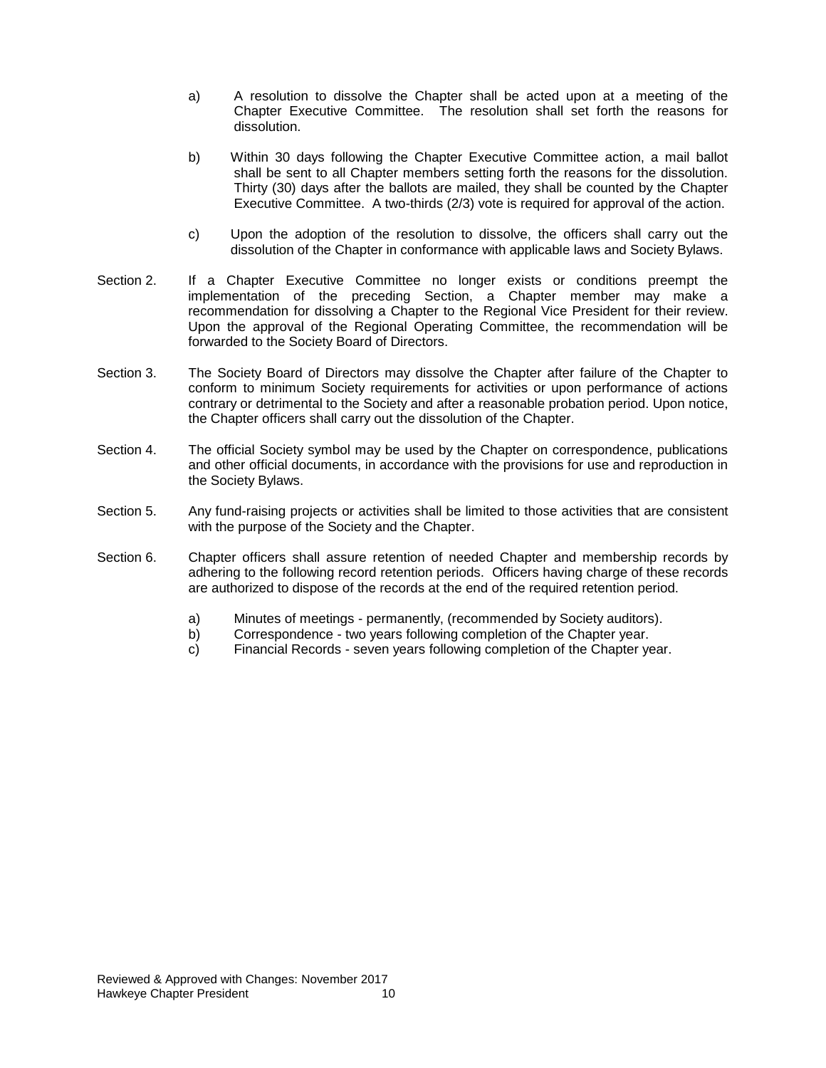a) A resolution to dissolve the Chapter shall be acted upon at a meeting of the Chapter Executive Committee. The resolution shall set forth the reasons for dissolution.

b) Within 30 days following the Chapter Executive Committee action, a mail ballot shall be sent to all Chapter members setting forth the reasons for the dissolution. Thirty (30) days after the ballots are mailed, they shall be counted by the Chapter Executive Committee. A two-thirds (2/3) vote is required for approval of the action.

c) Upon the adoption of the resolution to dissolve, the officers shall carry out the dissolution of the Chapter in conformance with applicable laws and Society Bylaws.

Section 2. If a Chapter Executive Committee no longer exists or conditions preempt the implementation of the preceding Section, a Chapter member may make a recommendation for dissolving a Chapter to the Regional Vice President for their review. Upon the approval of the Regional Operating Committee, the recommendation will be forwarded to the Society Board of Directors.

Section 3. The Society Board of Directors may dissolve the Chapter after failure of the Chapter to conform to minimum Society requirements for activities or upon performance of actions contrary or detrimental to the Society and after a reasonable probation period. Upon notice, the Chapter officers shall carry out the dissolution of the Chapter.

Section 4. The official Society symbol may be used by the Chapter on correspondence, publications and other official documents, in accordance with the provisions for use and reproduction in the Society Bylaws.

Section 5. Any fund-raising projects or activities shall be limited to those activities that are consistent with the purpose of the Society and the Chapter.

Section 6. Chapter officers shall assure retention of needed Chapter and membership records by adhering to the following record retention periods. Officers having charge of these records are authorized to dispose of the records at the end of the required retention period.

a) Minutes of meetings - permanently, (recommended by Society auditors).
b) Correspondence - two years following completion of the Chapter year.
c) Financial Records - seven years following completion of the Chapter year.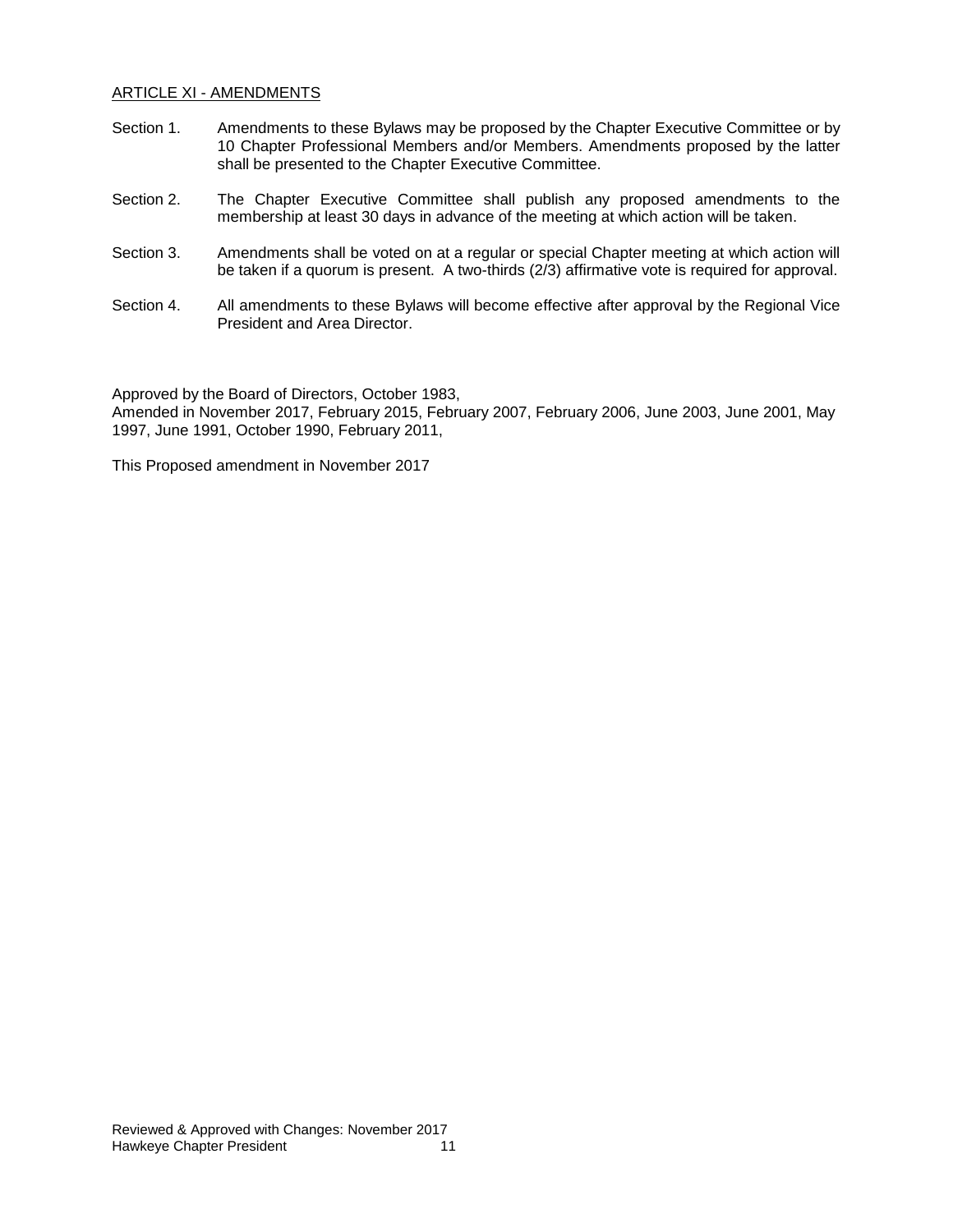## ARTICLE XI - AMENDMENTS

Section 1. Amendments to these Bylaws may be proposed by the Chapter Executive Committee or by 10 Chapter Professional Members and/or Members. Amendments proposed by the latter shall be presented to the Chapter Executive Committee.

Section 2. The Chapter Executive Committee shall publish any proposed amendments to the membership at least 30 days in advance of the meeting at which action will be taken.

Section 3. Amendments shall be voted on at a regular or special Chapter meeting at which action will be taken if a quorum is present. A two-thirds (2/3) affirmative vote is required for approval.

Section 4. All amendments to these Bylaws will become effective after approval by the Regional Vice President and Area Director.

Approved by the Board of Directors, October 1983,
Amended in November 2017, February 2015, February 2007, February 2006, June 2003, June 2001, May 1997, June 1991, October 1990, February 2011,

This Proposed amendment in November 2017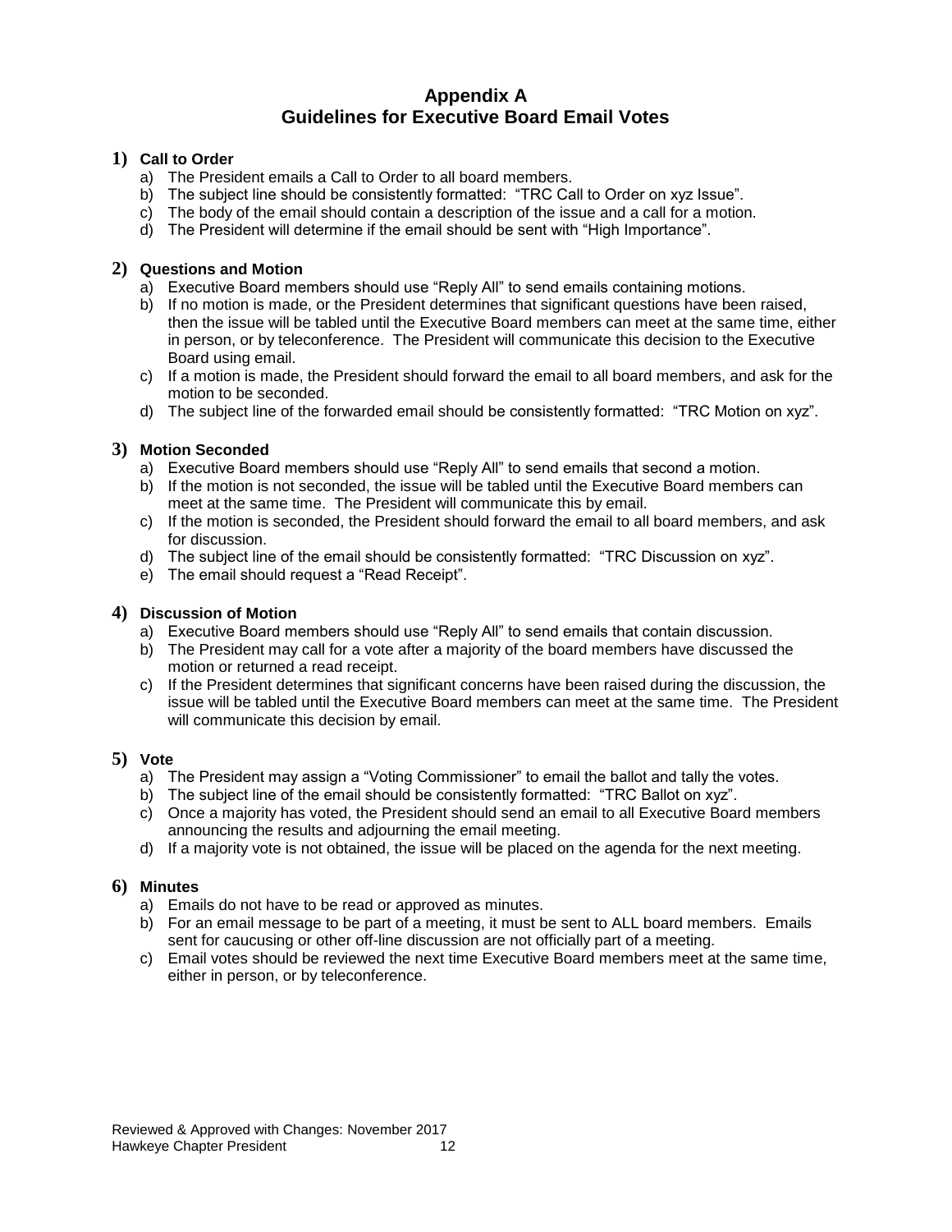# Appendix A
# Guidelines for Executive Board Email Votes

1) **Call to Order**
   a) The President emails a Call to Order to all board members.
   b) The subject line should be consistently formatted: "TRC Call to Order on xyz Issue".
   c) The body of the email should contain a description of the issue and a call for a motion.
   d) The President will determine if the email should be sent with "High Importance".

2) **Questions and Motion**
   a) Executive Board members should use "Reply All" to send emails containing motions.
   b) If no motion is made, or the President determines that significant questions have been raised, then the issue will be tabled until the Executive Board members can meet at the same time, either in person, or by teleconference. The President will communicate this decision to the Executive Board using email.
   c) If a motion is made, the President should forward the email to all board members, and ask for the motion to be seconded.
   d) The subject line of the forwarded email should be consistently formatted: "TRC Motion on xyz".

3) **Motion Seconded**
   a) Executive Board members should use "Reply All" to send emails that second a motion.
   b) If the motion is not seconded, the issue will be tabled until the Executive Board members can meet at the same time. The President will communicate this by email.
   c) If the motion is seconded, the President should forward the email to all board members, and ask for discussion.
   d) The subject line of the email should be consistently formatted: "TRC Discussion on xyz".
   e) The email should request a "Read Receipt".

4) **Discussion of Motion**
   a) Executive Board members should use "Reply All" to send emails that contain discussion.
   b) The President may call for a vote after a majority of the board members have discussed the motion or returned a read receipt.
   c) If the President determines that significant concerns have been raised during the discussion, the issue will be tabled until the Executive Board members can meet at the same time. The President will communicate this decision by email.

5) **Vote**
   a) The President may assign a "Voting Commissioner" to email the ballot and tally the votes.
   b) The subject line of the email should be consistently formatted: "TRC Ballot on xyz".
   c) Once a majority has voted, the President should send an email to all Executive Board members announcing the results and adjourning the email meeting.
   d) If a majority vote is not obtained, the issue will be placed on the agenda for the next meeting.

6) **Minutes**
   a) Emails do not have to be read or approved as minutes.
   b) For an email message to be part of a meeting, it must be sent to ALL board members. Emails sent for caucusing or other off-line discussion are not officially part of a meeting.
   c) Email votes should be reviewed the next time Executive Board members meet at the same time, either in person, or by teleconference.

Reviewed & Approved with Changes: November 2017
Hawkeye Chapter President